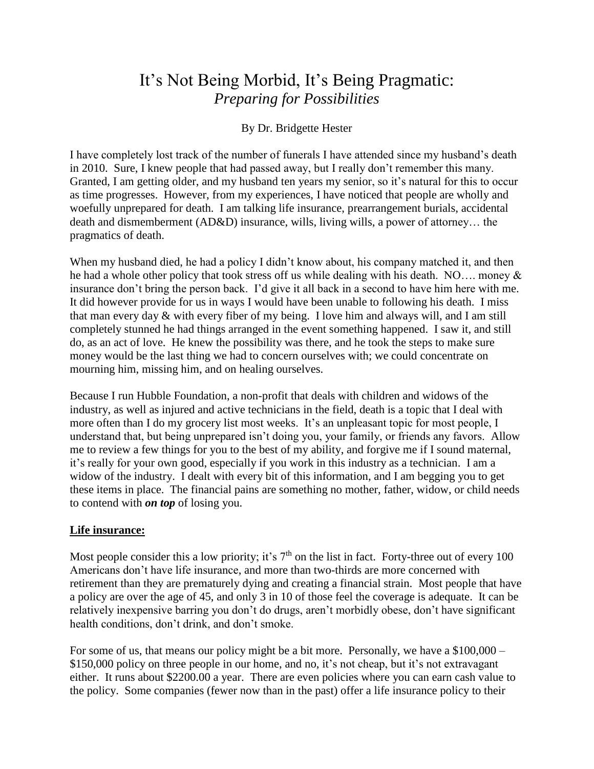# It's Not Being Morbid, It's Being Pragmatic:
## *Preparing for Possibilities*

By Dr. Bridgette Hester

I have completely lost track of the number of funerals I have attended since my husband's death in 2010. Sure, I knew people that had passed away, but I really don't remember this many. Granted, I am getting older, and my husband ten years my senior, so it's natural for this to occur as time progresses. However, from my experiences, I have noticed that people are wholly and woefully unprepared for death. I am talking life insurance, prearrangement burials, accidental death and dismemberment (AD&D) insurance, wills, living wills, a power of attorney… the pragmatics of death.

When my husband died, he had a policy I didn't know about, his company matched it, and then he had a whole other policy that took stress off us while dealing with his death. NO…. money & insurance don't bring the person back. I'd give it all back in a second to have him here with me. It did however provide for us in ways I would have been unable to following his death. I miss that man every day & with every fiber of my being. I love him and always will, and I am still completely stunned he had things arranged in the event something happened. I saw it, and still do, as an act of love. He knew the possibility was there, and he took the steps to make sure money would be the last thing we had to concern ourselves with; we could concentrate on mourning him, missing him, and on healing ourselves.

Because I run Hubble Foundation, a non-profit that deals with children and widows of the industry, as well as injured and active technicians in the field, death is a topic that I deal with more often than I do my grocery list most weeks. It's an unpleasant topic for most people, I understand that, but being unprepared isn't doing you, your family, or friends any favors. Allow me to review a few things for you to the best of my ability, and forgive me if I sound maternal, it's really for your own good, especially if you work in this industry as a technician. I am a widow of the industry. I dealt with every bit of this information, and I am begging you to get these items in place. The financial pains are something no mother, father, widow, or child needs to contend with ***on top*** of losing you.

**Life insurance:**

Most people consider this a low priority; it's 7th on the list in fact. Forty-three out of every 100 Americans don't have life insurance, and more than two-thirds are more concerned with retirement than they are prematurely dying and creating a financial strain. Most people that have a policy are over the age of 45, and only 3 in 10 of those feel the coverage is adequate. It can be relatively inexpensive barring you don't do drugs, aren't morbidly obese, don't have significant health conditions, don't drink, and don't smoke.

For some of us, that means our policy might be a bit more. Personally, we have a $100,000 – $150,000 policy on three people in our home, and no, it's not cheap, but it's not extravagant either. It runs about $2200.00 a year. There are even policies where you can earn cash value to the policy. Some companies (fewer now than in the past) offer a life insurance policy to their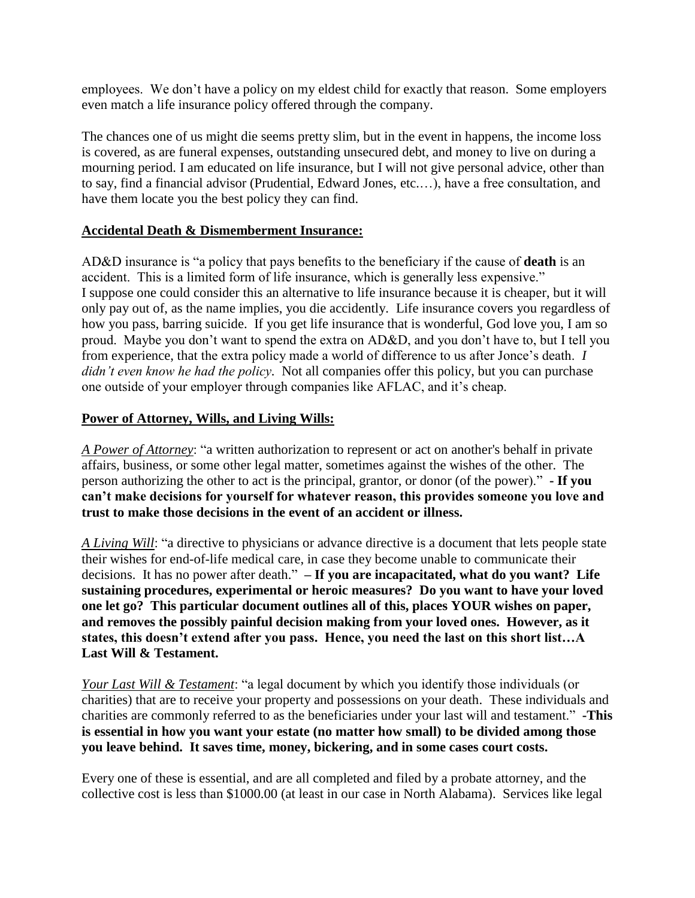employees. We don't have a policy on my eldest child for exactly that reason. Some employers even match a life insurance policy offered through the company.

The chances one of us might die seems pretty slim, but in the event in happens, the income loss is covered, as are funeral expenses, outstanding unsecured debt, and money to live on during a mourning period. I am educated on life insurance, but I will not give personal advice, other than to say, find a financial advisor (Prudential, Edward Jones, etc.…), have a free consultation, and have them locate you the best policy they can find.

**<u>Accidental Death & Dismemberment Insurance:</u>**

AD&D insurance is "a policy that pays benefits to the beneficiary if the cause of **death** is an accident. This is a limited form of life insurance, which is generally less expensive." I suppose one could consider this an alternative to life insurance because it is cheaper, but it will only pay out of, as the name implies, you die accidently. Life insurance covers you regardless of how you pass, barring suicide. If you get life insurance that is wonderful, God love you, I am so proud. Maybe you don't want to spend the extra on AD&D, and you don't have to, but I tell you from experience, that the extra policy made a world of difference to us after Jonce's death. *I didn't even know he had the policy*. Not all companies offer this policy, but you can purchase one outside of your employer through companies like AFLAC, and it's cheap.

**<u>Power of Attorney, Wills, and Living Wills:</u>**

*<u>A Power of Attorney</u>*: "a written authorization to represent or act on another's behalf in private affairs, business, or some other legal matter, sometimes against the wishes of the other. The person authorizing the other to act is the principal, grantor, or donor (of the power)." **- If you can't make decisions for yourself for whatever reason, this provides someone you love and trust to make those decisions in the event of an accident or illness.**

*<u>A Living Will</u>*: "a directive to physicians or advance directive is a document that lets people state their wishes for end-of-life medical care, in case they become unable to communicate their decisions. It has no power after death." **– If you are incapacitated, what do you want? Life sustaining procedures, experimental or heroic measures? Do you want to have your loved one let go? This particular document outlines all of this, places YOUR wishes on paper, and removes the possibly painful decision making from your loved ones. However, as it states, this doesn't extend after you pass. Hence, you need the last on this short list…A Last Will & Testament.**

*<u>Your Last Will & Testament</u>*: "a legal document by which you identify those individuals (or charities) that are to receive your property and possessions on your death. These individuals and charities are commonly referred to as the beneficiaries under your last will and testament." **-This is essential in how you want your estate (no matter how small) to be divided among those you leave behind. It saves time, money, bickering, and in some cases court costs.**

Every one of these is essential, and are all completed and filed by a probate attorney, and the collective cost is less than $1000.00 (at least in our case in North Alabama). Services like legal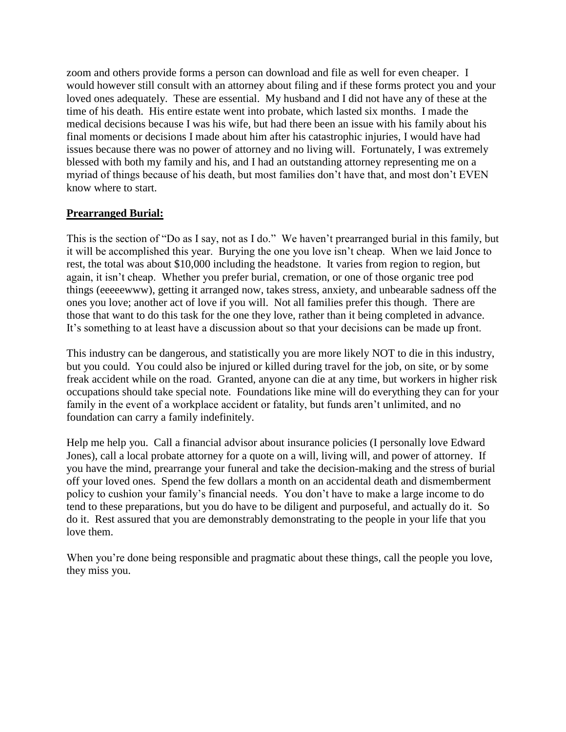zoom and others provide forms a person can download and file as well for even cheaper. I would however still consult with an attorney about filing and if these forms protect you and your loved ones adequately. These are essential. My husband and I did not have any of these at the time of his death. His entire estate went into probate, which lasted six months. I made the medical decisions because I was his wife, but had there been an issue with his family about his final moments or decisions I made about him after his catastrophic injuries, I would have had issues because there was no power of attorney and no living will. Fortunately, I was extremely blessed with both my family and his, and I had an outstanding attorney representing me on a myriad of things because of his death, but most families don't have that, and most don't EVEN know where to start.

**Prearranged Burial:**

This is the section of "Do as I say, not as I do." We haven't prearranged burial in this family, but it will be accomplished this year. Burying the one you love isn't cheap. When we laid Jonce to rest, the total was about $10,000 including the headstone. It varies from region to region, but again, it isn't cheap. Whether you prefer burial, cremation, or one of those organic tree pod things (eeeewww), getting it arranged now, takes stress, anxiety, and unbearable sadness off the ones you love; another act of love if you will. Not all families prefer this though. There are those that want to do this task for the one they love, rather than it being completed in advance. It's something to at least have a discussion about so that your decisions can be made up front.

This industry can be dangerous, and statistically you are more likely NOT to die in this industry, but you could. You could also be injured or killed during travel for the job, on site, or by some freak accident while on the road. Granted, anyone can die at any time, but workers in higher risk occupations should take special note. Foundations like mine will do everything they can for your family in the event of a workplace accident or fatality, but funds aren't unlimited, and no foundation can carry a family indefinitely.

Help me help you. Call a financial advisor about insurance policies (I personally love Edward Jones), call a local probate attorney for a quote on a will, living will, and power of attorney. If you have the mind, prearrange your funeral and take the decision-making and the stress of burial off your loved ones. Spend the few dollars a month on an accidental death and dismemberment policy to cushion your family's financial needs. You don't have to make a large income to do tend to these preparations, but you do have to be diligent and purposeful, and actually do it. So do it. Rest assured that you are demonstrably demonstrating to the people in your life that you love them.

When you're done being responsible and pragmatic about these things, call the people you love, they miss you.